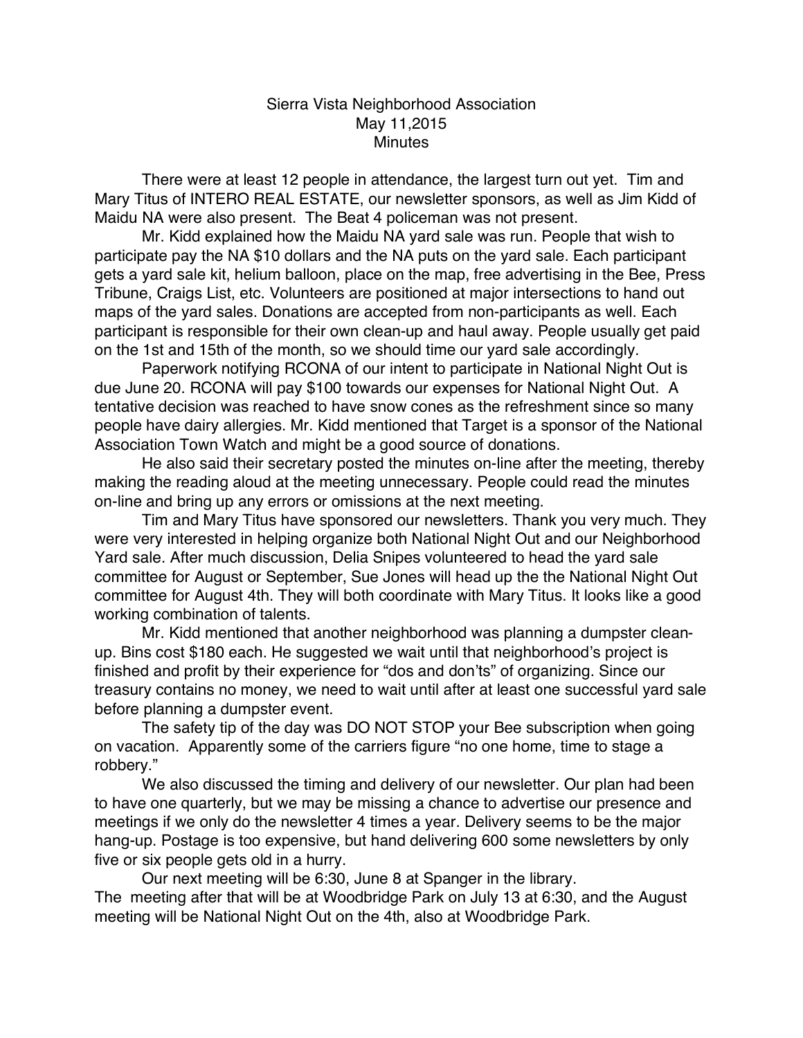# Sierra Vista Neighborhood Association
## May 11,2015
## Minutes

There were at least 12 people in attendance, the largest turn out yet. Tim and Mary Titus of INTERO REAL ESTATE, our newsletter sponsors, as well as Jim Kidd of Maidu NA were also present. The Beat 4 policeman was not present.

Mr. Kidd explained how the Maidu NA yard sale was run. People that wish to participate pay the NA $10 dollars and the NA puts on the yard sale. Each participant gets a yard sale kit, helium balloon, place on the map, free advertising in the Bee, Press Tribune, Craigs List, etc. Volunteers are positioned at major intersections to hand out maps of the yard sales. Donations are accepted from non-participants as well. Each participant is responsible for their own clean-up and haul away. People usually get paid on the 1st and 15th of the month, so we should time our yard sale accordingly.

Paperwork notifying RCONA of our intent to participate in National Night Out is due June 20. RCONA will pay $100 towards our expenses for National Night Out. A tentative decision was reached to have snow cones as the refreshment since so many people have dairy allergies. Mr. Kidd mentioned that Target is a sponsor of the National Association Town Watch and might be a good source of donations.

He also said their secretary posted the minutes on-line after the meeting, thereby making the reading aloud at the meeting unnecessary. People could read the minutes on-line and bring up any errors or omissions at the next meeting.

Tim and Mary Titus have sponsored our newsletters. Thank you very much. They were very interested in helping organize both National Night Out and our Neighborhood Yard sale. After much discussion, Delia Snipes volunteered to head the yard sale committee for August or September, Sue Jones will head up the the National Night Out committee for August 4th. They will both coordinate with Mary Titus. It looks like a good working combination of talents.

Mr. Kidd mentioned that another neighborhood was planning a dumpster clean-up. Bins cost $180 each. He suggested we wait until that neighborhood's project is finished and profit by their experience for "dos and don'ts" of organizing. Since our treasury contains no money, we need to wait until after at least one successful yard sale before planning a dumpster event.

The safety tip of the day was DO NOT STOP your Bee subscription when going on vacation. Apparently some of the carriers figure "no one home, time to stage a robbery."

We also discussed the timing and delivery of our newsletter. Our plan had been to have one quarterly, but we may be missing a chance to advertise our presence and meetings if we only do the newsletter 4 times a year. Delivery seems to be the major hang-up. Postage is too expensive, but hand delivering 600 some newsletters by only five or six people gets old in a hurry.

Our next meeting will be 6:30, June 8 at Spanger in the library.
The meeting after that will be at Woodbridge Park on July 13 at 6:30, and the August meeting will be National Night Out on the 4th, also at Woodbridge Park.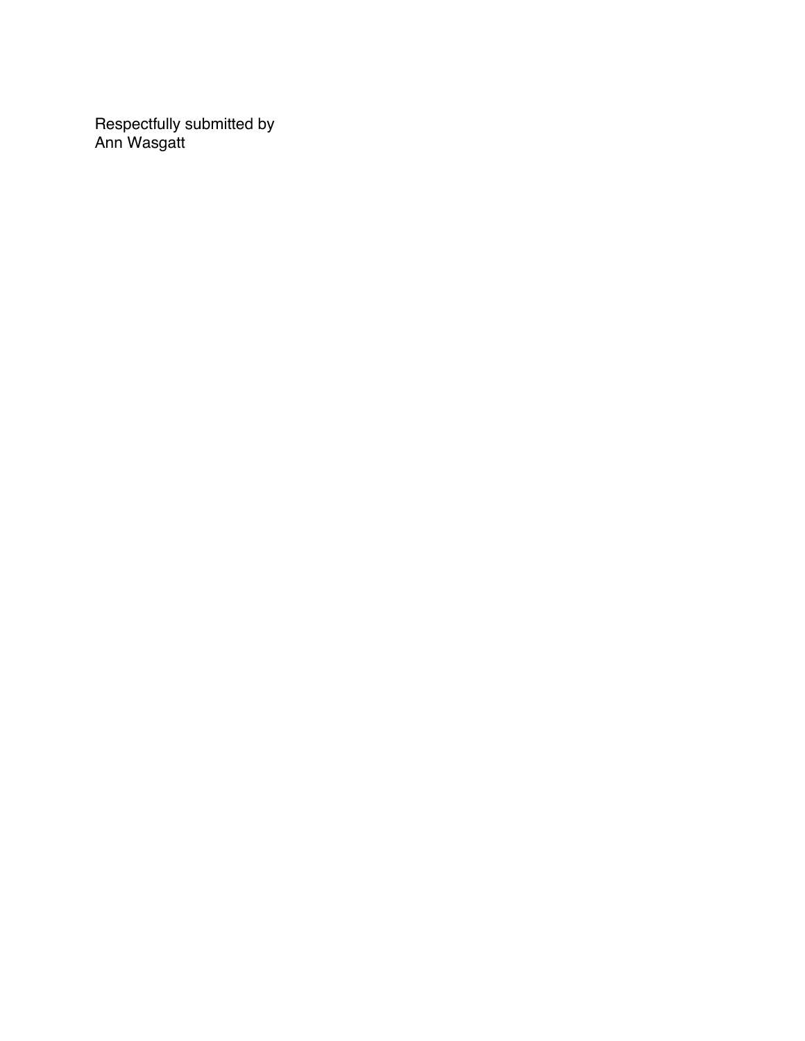Respectfully submitted by
Ann Wasgatt